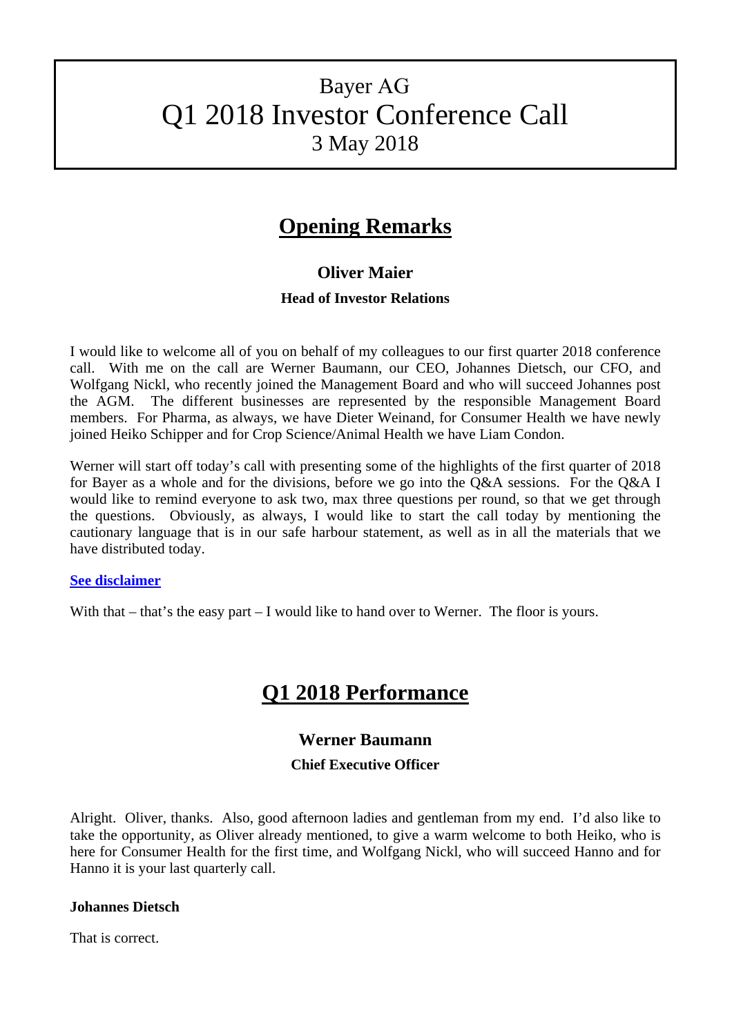# Bayer AG
# Q1 2018 Investor Conference Call
### 3 May 2018

## Opening Remarks

### Oliver Maier

**Head of Investor Relations**

I would like to welcome all of you on behalf of my colleagues to our first quarter 2018 conference call. With me on the call are Werner Baumann, our CEO, Johannes Dietsch, our CFO, and Wolfgang Nickl, who recently joined the Management Board and who will succeed Johannes post the AGM. The different businesses are represented by the responsible Management Board members. For Pharma, as always, we have Dieter Weinand, for Consumer Health we have newly joined Heiko Schipper and for Crop Science/Animal Health we have Liam Condon.

Werner will start off today's call with presenting some of the highlights of the first quarter of 2018 for Bayer as a whole and for the divisions, before we go into the Q&A sessions. For the Q&A I would like to remind everyone to ask two, max three questions per round, so that we get through the questions. Obviously, as always, I would like to start the call today by mentioning the cautionary language that is in our safe harbour statement, as well as in all the materials that we have distributed today.

**See disclaimer**

With that – that's the easy part – I would like to hand over to Werner. The floor is yours.

## Q1 2018 Performance

### Werner Baumann

**Chief Executive Officer**

Alright. Oliver, thanks. Also, good afternoon ladies and gentleman from my end. I'd also like to take the opportunity, as Oliver already mentioned, to give a warm welcome to both Heiko, who is here for Consumer Health for the first time, and Wolfgang Nickl, who will succeed Hanno and for Hanno it is your last quarterly call.

**Johannes Dietsch**

That is correct.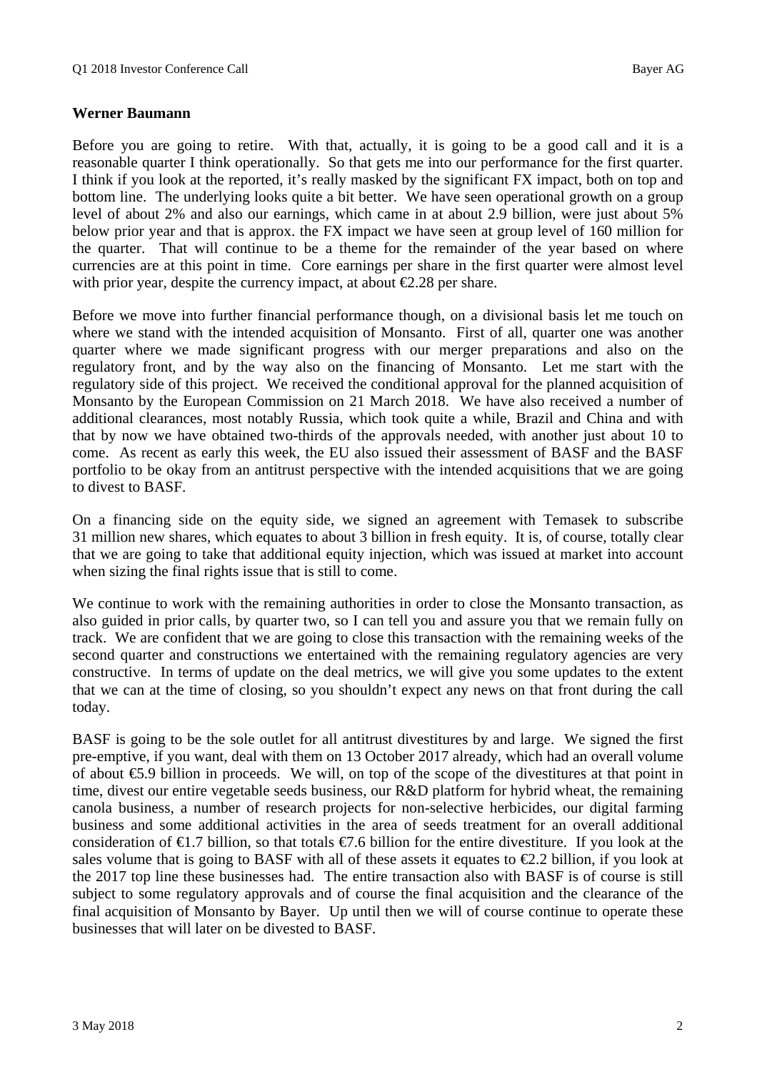**Werner Baumann**

Before you are going to retire. With that, actually, it is going to be a good call and it is a reasonable quarter I think operationally. So that gets me into our performance for the first quarter. I think if you look at the reported, it's really masked by the significant FX impact, both on top and bottom line. The underlying looks quite a bit better. We have seen operational growth on a group level of about 2% and also our earnings, which came in at about 2.9 billion, were just about 5% below prior year and that is approx. the FX impact we have seen at group level of 160 million for the quarter. That will continue to be a theme for the remainder of the year based on where currencies are at this point in time. Core earnings per share in the first quarter were almost level with prior year, despite the currency impact, at about €2.28 per share.

Before we move into further financial performance though, on a divisional basis let me touch on where we stand with the intended acquisition of Monsanto. First of all, quarter one was another quarter where we made significant progress with our merger preparations and also on the regulatory front, and by the way also on the financing of Monsanto. Let me start with the regulatory side of this project. We received the conditional approval for the planned acquisition of Monsanto by the European Commission on 21 March 2018. We have also received a number of additional clearances, most notably Russia, which took quite a while, Brazil and China and with that by now we have obtained two-thirds of the approvals needed, with another just about 10 to come. As recent as early this week, the EU also issued their assessment of BASF and the BASF portfolio to be okay from an antitrust perspective with the intended acquisitions that we are going to divest to BASF.

On a financing side on the equity side, we signed an agreement with Temasek to subscribe 31 million new shares, which equates to about 3 billion in fresh equity. It is, of course, totally clear that we are going to take that additional equity injection, which was issued at market into account when sizing the final rights issue that is still to come.

We continue to work with the remaining authorities in order to close the Monsanto transaction, as also guided in prior calls, by quarter two, so I can tell you and assure you that we remain fully on track. We are confident that we are going to close this transaction with the remaining weeks of the second quarter and constructions we entertained with the remaining regulatory agencies are very constructive. In terms of update on the deal metrics, we will give you some updates to the extent that we can at the time of closing, so you shouldn't expect any news on that front during the call today.

BASF is going to be the sole outlet for all antitrust divestitures by and large. We signed the first pre-emptive, if you want, deal with them on 13 October 2017 already, which had an overall volume of about €5.9 billion in proceeds. We will, on top of the scope of the divestitures at that point in time, divest our entire vegetable seeds business, our R&D platform for hybrid wheat, the remaining canola business, a number of research projects for non-selective herbicides, our digital farming business and some additional activities in the area of seeds treatment for an overall additional consideration of €1.7 billion, so that totals €7.6 billion for the entire divestiture. If you look at the sales volume that is going to BASF with all of these assets it equates to €2.2 billion, if you look at the 2017 top line these businesses had. The entire transaction also with BASF is of course is still subject to some regulatory approvals and of course the final acquisition and the clearance of the final acquisition of Monsanto by Bayer. Up until then we will of course continue to operate these businesses that will later on be divested to BASF.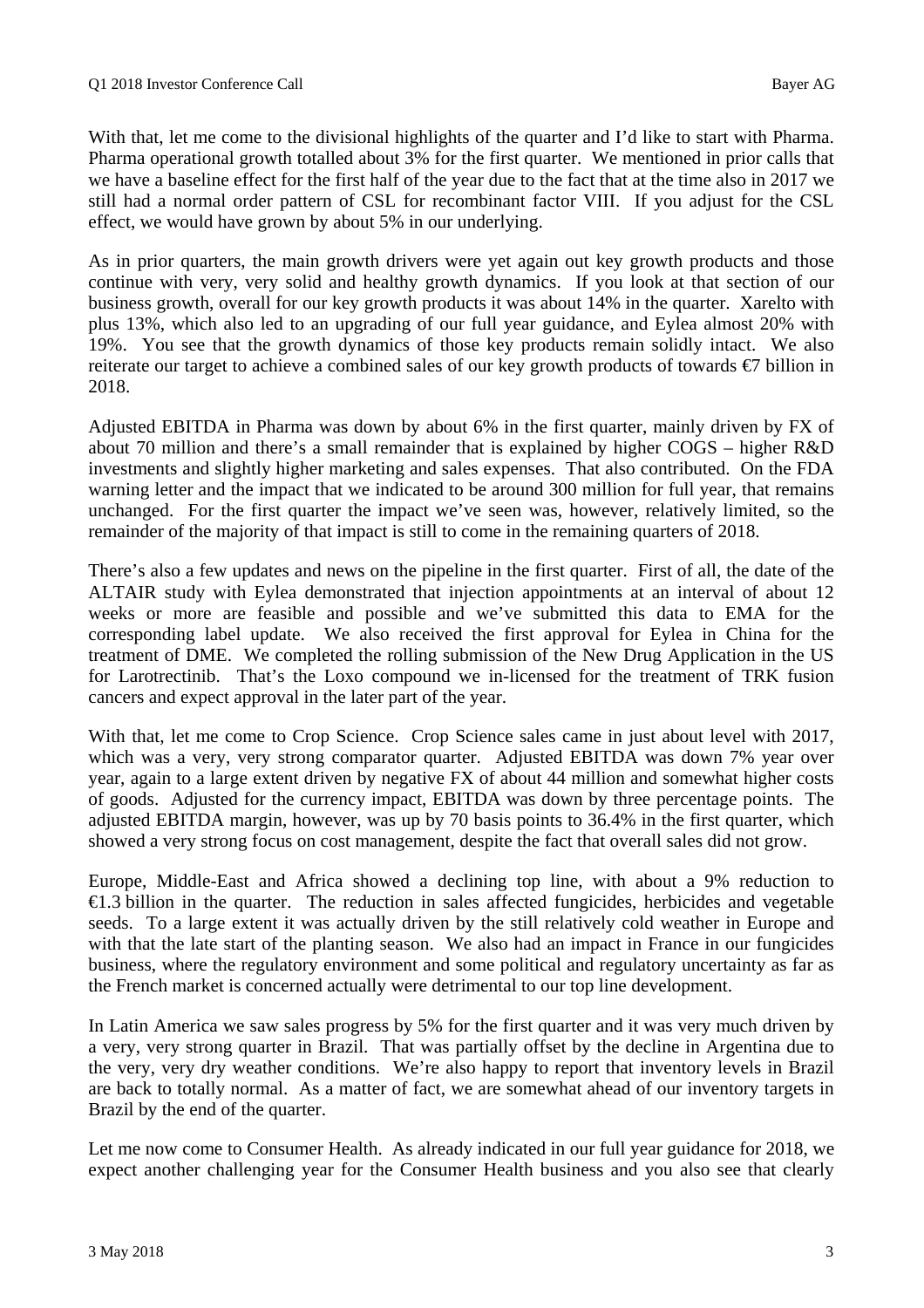With that, let me come to the divisional highlights of the quarter and I'd like to start with Pharma. Pharma operational growth totalled about 3% for the first quarter. We mentioned in prior calls that we have a baseline effect for the first half of the year due to the fact that at the time also in 2017 we still had a normal order pattern of CSL for recombinant factor VIII. If you adjust for the CSL effect, we would have grown by about 5% in our underlying.

As in prior quarters, the main growth drivers were yet again out key growth products and those continue with very, very solid and healthy growth dynamics. If you look at that section of our business growth, overall for our key growth products it was about 14% in the quarter. Xarelto with plus 13%, which also led to an upgrading of our full year guidance, and Eylea almost 20% with 19%. You see that the growth dynamics of those key products remain solidly intact. We also reiterate our target to achieve a combined sales of our key growth products of towards €7 billion in 2018.

Adjusted EBITDA in Pharma was down by about 6% in the first quarter, mainly driven by FX of about 70 million and there's a small remainder that is explained by higher COGS – higher R&D investments and slightly higher marketing and sales expenses. That also contributed. On the FDA warning letter and the impact that we indicated to be around 300 million for full year, that remains unchanged. For the first quarter the impact we've seen was, however, relatively limited, so the remainder of the majority of that impact is still to come in the remaining quarters of 2018.

There's also a few updates and news on the pipeline in the first quarter. First of all, the date of the ALTAIR study with Eylea demonstrated that injection appointments at an interval of about 12 weeks or more are feasible and possible and we've submitted this data to EMA for the corresponding label update. We also received the first approval for Eylea in China for the treatment of DME. We completed the rolling submission of the New Drug Application in the US for Larotrectinib. That's the Loxo compound we in-licensed for the treatment of TRK fusion cancers and expect approval in the later part of the year.

With that, let me come to Crop Science. Crop Science sales came in just about level with 2017, which was a very, very strong comparator quarter. Adjusted EBITDA was down 7% year over year, again to a large extent driven by negative FX of about 44 million and somewhat higher costs of goods. Adjusted for the currency impact, EBITDA was down by three percentage points. The adjusted EBITDA margin, however, was up by 70 basis points to 36.4% in the first quarter, which showed a very strong focus on cost management, despite the fact that overall sales did not grow.

Europe, Middle-East and Africa showed a declining top line, with about a 9% reduction to €1.3 billion in the quarter. The reduction in sales affected fungicides, herbicides and vegetable seeds. To a large extent it was actually driven by the still relatively cold weather in Europe and with that the late start of the planting season. We also had an impact in France in our fungicides business, where the regulatory environment and some political and regulatory uncertainty as far as the French market is concerned actually were detrimental to our top line development.

In Latin America we saw sales progress by 5% for the first quarter and it was very much driven by a very, very strong quarter in Brazil. That was partially offset by the decline in Argentina due to the very, very dry weather conditions. We're also happy to report that inventory levels in Brazil are back to totally normal. As a matter of fact, we are somewhat ahead of our inventory targets in Brazil by the end of the quarter.

Let me now come to Consumer Health. As already indicated in our full year guidance for 2018, we expect another challenging year for the Consumer Health business and you also see that clearly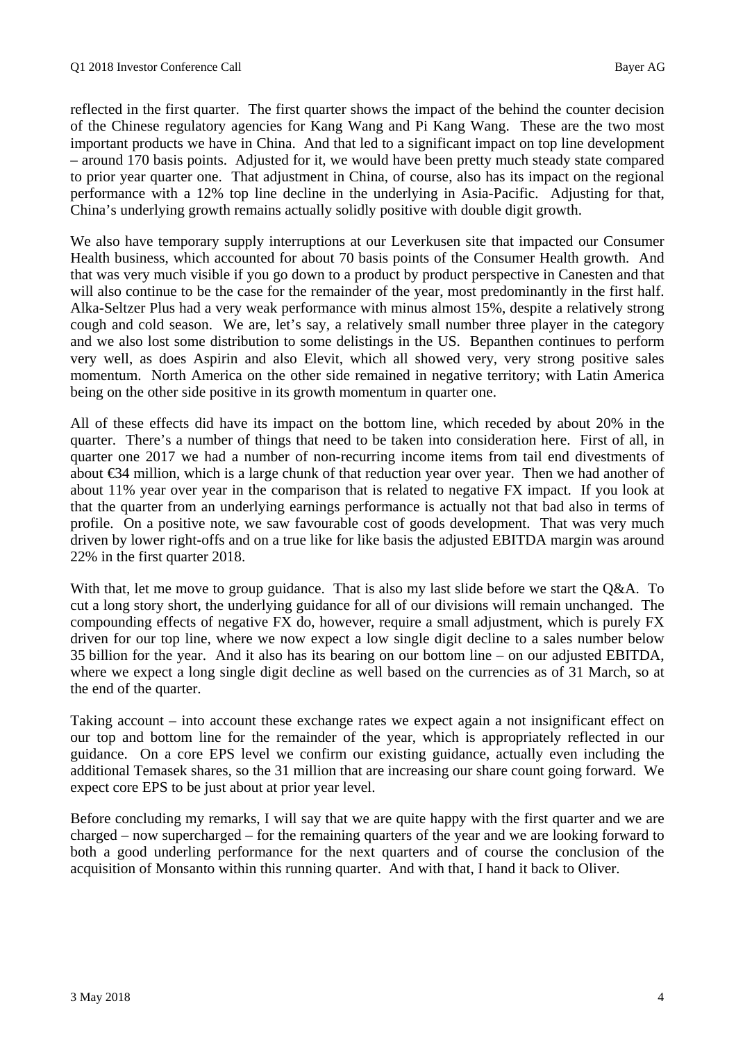reflected in the first quarter. The first quarter shows the impact of the behind the counter decision of the Chinese regulatory agencies for Kang Wang and Pi Kang Wang. These are the two most important products we have in China. And that led to a significant impact on top line development – around 170 basis points. Adjusted for it, we would have been pretty much steady state compared to prior year quarter one. That adjustment in China, of course, also has its impact on the regional performance with a 12% top line decline in the underlying in Asia-Pacific. Adjusting for that, China's underlying growth remains actually solidly positive with double digit growth.

We also have temporary supply interruptions at our Leverkusen site that impacted our Consumer Health business, which accounted for about 70 basis points of the Consumer Health growth. And that was very much visible if you go down to a product by product perspective in Canesten and that will also continue to be the case for the remainder of the year, most predominantly in the first half. Alka-Seltzer Plus had a very weak performance with minus almost 15%, despite a relatively strong cough and cold season. We are, let's say, a relatively small number three player in the category and we also lost some distribution to some delistings in the US. Bepanthen continues to perform very well, as does Aspirin and also Elevit, which all showed very, very strong positive sales momentum. North America on the other side remained in negative territory; with Latin America being on the other side positive in its growth momentum in quarter one.

All of these effects did have its impact on the bottom line, which receded by about 20% in the quarter. There's a number of things that need to be taken into consideration here. First of all, in quarter one 2017 we had a number of non-recurring income items from tail end divestments of about €34 million, which is a large chunk of that reduction year over year. Then we had another of about 11% year over year in the comparison that is related to negative FX impact. If you look at that the quarter from an underlying earnings performance is actually not that bad also in terms of profile. On a positive note, we saw favourable cost of goods development. That was very much driven by lower right-offs and on a true like for like basis the adjusted EBITDA margin was around 22% in the first quarter 2018.

With that, let me move to group guidance. That is also my last slide before we start the Q&A. To cut a long story short, the underlying guidance for all of our divisions will remain unchanged. The compounding effects of negative FX do, however, require a small adjustment, which is purely FX driven for our top line, where we now expect a low single digit decline to a sales number below 35 billion for the year. And it also has its bearing on our bottom line – on our adjusted EBITDA, where we expect a long single digit decline as well based on the currencies as of 31 March, so at the end of the quarter.

Taking account – into account these exchange rates we expect again a not insignificant effect on our top and bottom line for the remainder of the year, which is appropriately reflected in our guidance. On a core EPS level we confirm our existing guidance, actually even including the additional Temasek shares, so the 31 million that are increasing our share count going forward. We expect core EPS to be just about at prior year level.

Before concluding my remarks, I will say that we are quite happy with the first quarter and we are charged – now supercharged – for the remaining quarters of the year and we are looking forward to both a good underling performance for the next quarters and of course the conclusion of the acquisition of Monsanto within this running quarter. And with that, I hand it back to Oliver.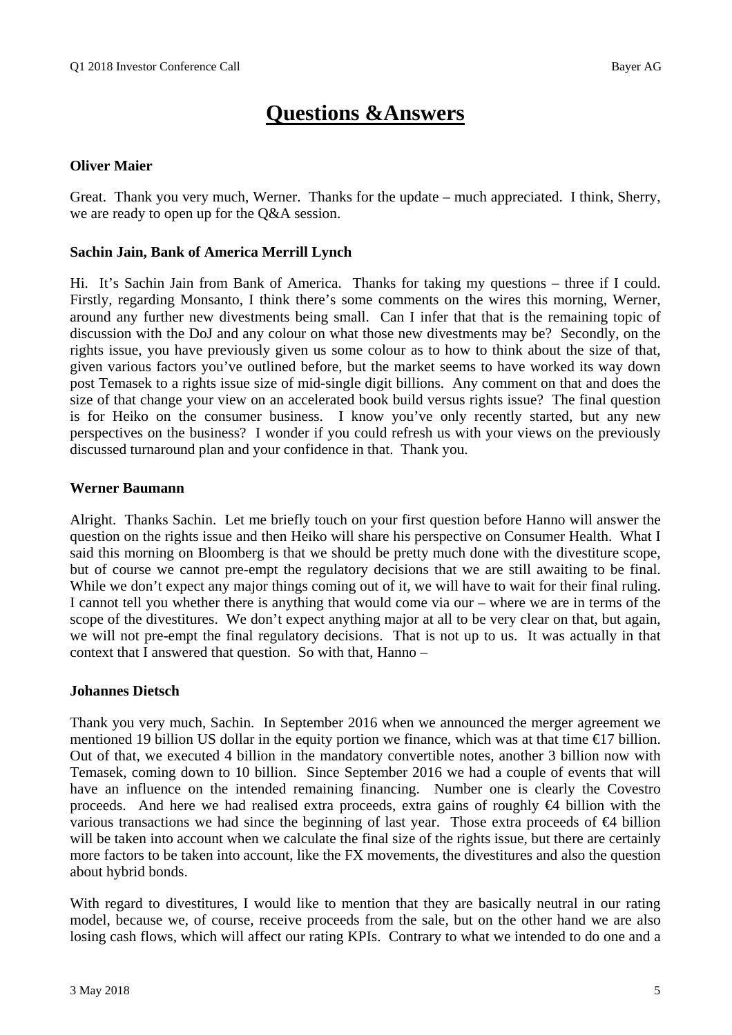# Questions &Answers

**Oliver Maier**

Great. Thank you very much, Werner. Thanks for the update – much appreciated. I think, Sherry, we are ready to open up for the Q&A session.

**Sachin Jain, Bank of America Merrill Lynch**

Hi. It's Sachin Jain from Bank of America. Thanks for taking my questions – three if I could. Firstly, regarding Monsanto, I think there's some comments on the wires this morning, Werner, around any further new divestments being small. Can I infer that that is the remaining topic of discussion with the DoJ and any colour on what those new divestments may be? Secondly, on the rights issue, you have previously given us some colour as to how to think about the size of that, given various factors you've outlined before, but the market seems to have worked its way down post Temasek to a rights issue size of mid-single digit billions. Any comment on that and does the size of that change your view on an accelerated book build versus rights issue? The final question is for Heiko on the consumer business. I know you've only recently started, but any new perspectives on the business? I wonder if you could refresh us with your views on the previously discussed turnaround plan and your confidence in that. Thank you.

**Werner Baumann**

Alright. Thanks Sachin. Let me briefly touch on your first question before Hanno will answer the question on the rights issue and then Heiko will share his perspective on Consumer Health. What I said this morning on Bloomberg is that we should be pretty much done with the divestiture scope, but of course we cannot pre-empt the regulatory decisions that we are still awaiting to be final. While we don't expect any major things coming out of it, we will have to wait for their final ruling. I cannot tell you whether there is anything that would come via our – where we are in terms of the scope of the divestitures. We don't expect anything major at all to be very clear on that, but again, we will not pre-empt the final regulatory decisions. That is not up to us. It was actually in that context that I answered that question. So with that, Hanno –

**Johannes Dietsch**

Thank you very much, Sachin. In September 2016 when we announced the merger agreement we mentioned 19 billion US dollar in the equity portion we finance, which was at that time €17 billion. Out of that, we executed 4 billion in the mandatory convertible notes, another 3 billion now with Temasek, coming down to 10 billion. Since September 2016 we had a couple of events that will have an influence on the intended remaining financing. Number one is clearly the Covestro proceeds. And here we had realised extra proceeds, extra gains of roughly €4 billion with the various transactions we had since the beginning of last year. Those extra proceeds of €4 billion will be taken into account when we calculate the final size of the rights issue, but there are certainly more factors to be taken into account, like the FX movements, the divestitures and also the question about hybrid bonds.

With regard to divestitures, I would like to mention that they are basically neutral in our rating model, because we, of course, receive proceeds from the sale, but on the other hand we are also losing cash flows, which will affect our rating KPIs. Contrary to what we intended to do one and a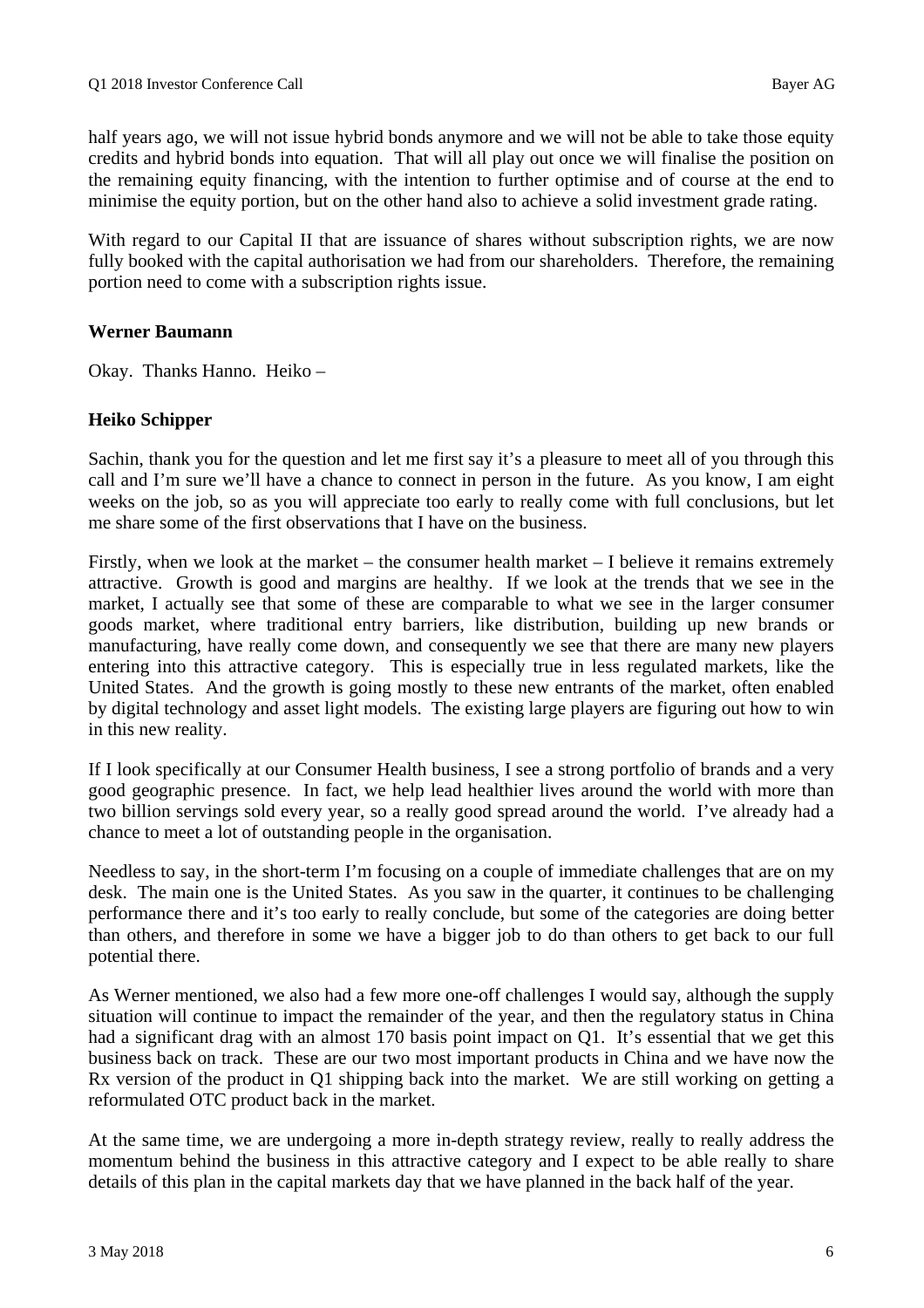half years ago, we will not issue hybrid bonds anymore and we will not be able to take those equity credits and hybrid bonds into equation. That will all play out once we will finalise the position on the remaining equity financing, with the intention to further optimise and of course at the end to minimise the equity portion, but on the other hand also to achieve a solid investment grade rating.

With regard to our Capital II that are issuance of shares without subscription rights, we are now fully booked with the capital authorisation we had from our shareholders. Therefore, the remaining portion need to come with a subscription rights issue.

**Werner Baumann**

Okay. Thanks Hanno. Heiko –

**Heiko Schipper**

Sachin, thank you for the question and let me first say it's a pleasure to meet all of you through this call and I'm sure we'll have a chance to connect in person in the future. As you know, I am eight weeks on the job, so as you will appreciate too early to really come with full conclusions, but let me share some of the first observations that I have on the business.

Firstly, when we look at the market – the consumer health market – I believe it remains extremely attractive. Growth is good and margins are healthy. If we look at the trends that we see in the market, I actually see that some of these are comparable to what we see in the larger consumer goods market, where traditional entry barriers, like distribution, building up new brands or manufacturing, have really come down, and consequently we see that there are many new players entering into this attractive category. This is especially true in less regulated markets, like the United States. And the growth is going mostly to these new entrants of the market, often enabled by digital technology and asset light models. The existing large players are figuring out how to win in this new reality.

If I look specifically at our Consumer Health business, I see a strong portfolio of brands and a very good geographic presence. In fact, we help lead healthier lives around the world with more than two billion servings sold every year, so a really good spread around the world. I've already had a chance to meet a lot of outstanding people in the organisation.

Needless to say, in the short-term I'm focusing on a couple of immediate challenges that are on my desk. The main one is the United States. As you saw in the quarter, it continues to be challenging performance there and it's too early to really conclude, but some of the categories are doing better than others, and therefore in some we have a bigger job to do than others to get back to our full potential there.

As Werner mentioned, we also had a few more one-off challenges I would say, although the supply situation will continue to impact the remainder of the year, and then the regulatory status in China had a significant drag with an almost 170 basis point impact on Q1. It's essential that we get this business back on track. These are our two most important products in China and we have now the Rx version of the product in Q1 shipping back into the market. We are still working on getting a reformulated OTC product back in the market.

At the same time, we are undergoing a more in-depth strategy review, really to really address the momentum behind the business in this attractive category and I expect to be able really to share details of this plan in the capital markets day that we have planned in the back half of the year.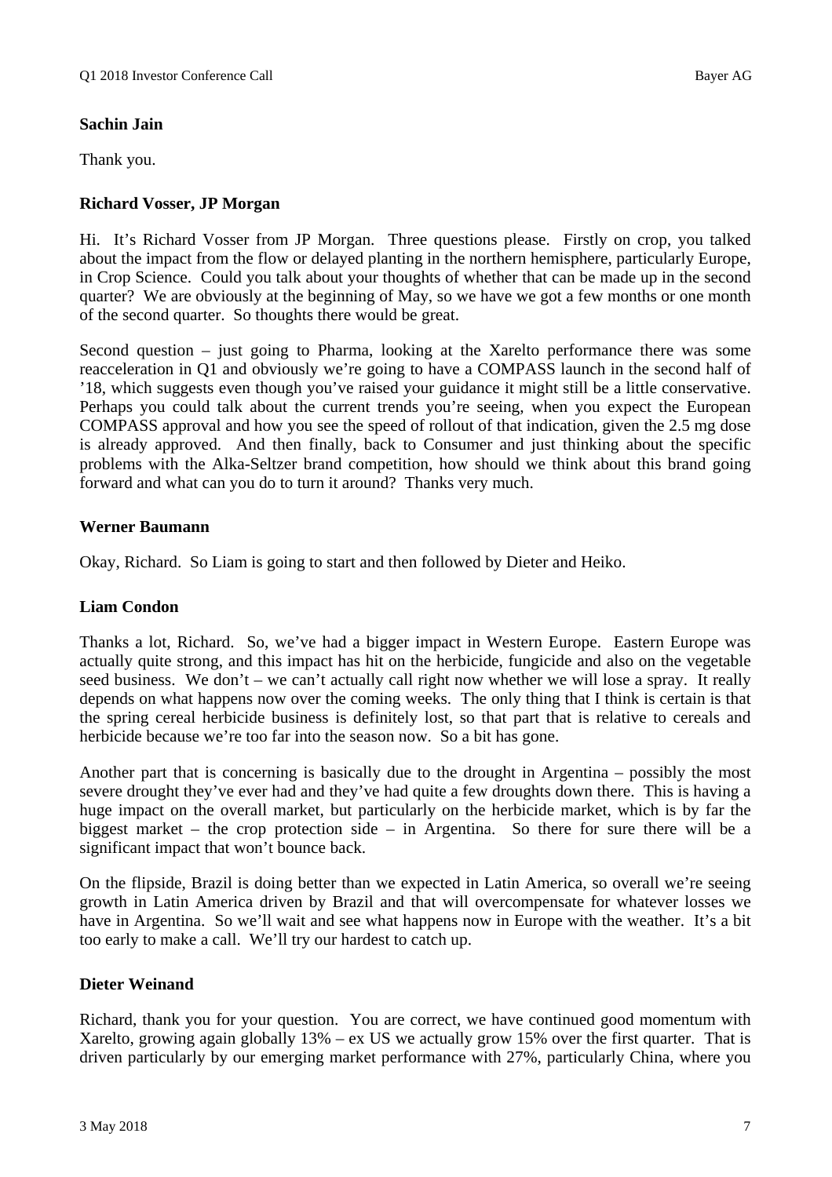**Sachin Jain**

Thank you.

**Richard Vosser, JP Morgan**

Hi. It's Richard Vosser from JP Morgan. Three questions please. Firstly on crop, you talked about the impact from the flow or delayed planting in the northern hemisphere, particularly Europe, in Crop Science. Could you talk about your thoughts of whether that can be made up in the second quarter? We are obviously at the beginning of May, so we have we got a few months or one month of the second quarter. So thoughts there would be great.

Second question – just going to Pharma, looking at the Xarelto performance there was some reacceleration in Q1 and obviously we're going to have a COMPASS launch in the second half of '18, which suggests even though you've raised your guidance it might still be a little conservative. Perhaps you could talk about the current trends you're seeing, when you expect the European COMPASS approval and how you see the speed of rollout of that indication, given the 2.5 mg dose is already approved. And then finally, back to Consumer and just thinking about the specific problems with the Alka-Seltzer brand competition, how should we think about this brand going forward and what can you do to turn it around? Thanks very much.

**Werner Baumann**

Okay, Richard. So Liam is going to start and then followed by Dieter and Heiko.

**Liam Condon**

Thanks a lot, Richard. So, we've had a bigger impact in Western Europe. Eastern Europe was actually quite strong, and this impact has hit on the herbicide, fungicide and also on the vegetable seed business. We don't – we can't actually call right now whether we will lose a spray. It really depends on what happens now over the coming weeks. The only thing that I think is certain is that the spring cereal herbicide business is definitely lost, so that part that is relative to cereals and herbicide because we're too far into the season now. So a bit has gone.

Another part that is concerning is basically due to the drought in Argentina – possibly the most severe drought they've ever had and they've had quite a few droughts down there. This is having a huge impact on the overall market, but particularly on the herbicide market, which is by far the biggest market – the crop protection side – in Argentina. So there for sure there will be a significant impact that won't bounce back.

On the flipside, Brazil is doing better than we expected in Latin America, so overall we're seeing growth in Latin America driven by Brazil and that will overcompensate for whatever losses we have in Argentina. So we'll wait and see what happens now in Europe with the weather. It's a bit too early to make a call. We'll try our hardest to catch up.

**Dieter Weinand**

Richard, thank you for your question. You are correct, we have continued good momentum with Xarelto, growing again globally 13% – ex US we actually grow 15% over the first quarter. That is driven particularly by our emerging market performance with 27%, particularly China, where you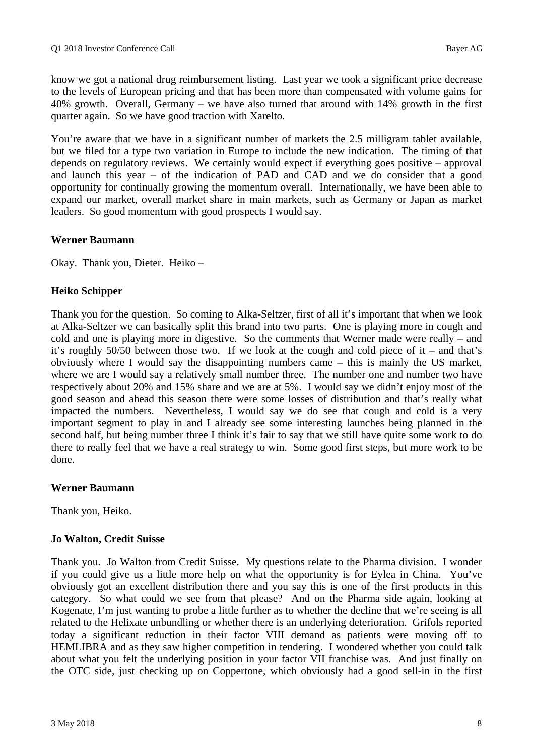know we got a national drug reimbursement listing. Last year we took a significant price decrease to the levels of European pricing and that has been more than compensated with volume gains for 40% growth. Overall, Germany – we have also turned that around with 14% growth in the first quarter again. So we have good traction with Xarelto.

You're aware that we have in a significant number of markets the 2.5 milligram tablet available, but we filed for a type two variation in Europe to include the new indication. The timing of that depends on regulatory reviews. We certainly would expect if everything goes positive – approval and launch this year – of the indication of PAD and CAD and we do consider that a good opportunity for continually growing the momentum overall. Internationally, we have been able to expand our market, overall market share in main markets, such as Germany or Japan as market leaders. So good momentum with good prospects I would say.

**Werner Baumann**

Okay. Thank you, Dieter. Heiko –

**Heiko Schipper**

Thank you for the question. So coming to Alka-Seltzer, first of all it's important that when we look at Alka-Seltzer we can basically split this brand into two parts. One is playing more in cough and cold and one is playing more in digestive. So the comments that Werner made were really – and it's roughly 50/50 between those two. If we look at the cough and cold piece of it – and that's obviously where I would say the disappointing numbers came – this is mainly the US market, where we are I would say a relatively small number three. The number one and number two have respectively about 20% and 15% share and we are at 5%. I would say we didn't enjoy most of the good season and ahead this season there were some losses of distribution and that's really what impacted the numbers. Nevertheless, I would say we do see that cough and cold is a very important segment to play in and I already see some interesting launches being planned in the second half, but being number three I think it's fair to say that we still have quite some work to do there to really feel that we have a real strategy to win. Some good first steps, but more work to be done.

**Werner Baumann**

Thank you, Heiko.

**Jo Walton, Credit Suisse**

Thank you. Jo Walton from Credit Suisse. My questions relate to the Pharma division. I wonder if you could give us a little more help on what the opportunity is for Eylea in China. You've obviously got an excellent distribution there and you say this is one of the first products in this category. So what could we see from that please? And on the Pharma side again, looking at Kogenate, I'm just wanting to probe a little further as to whether the decline that we're seeing is all related to the Helixate unbundling or whether there is an underlying deterioration. Grifols reported today a significant reduction in their factor VIII demand as patients were moving off to HEMLIBRA and as they saw higher competition in tendering. I wondered whether you could talk about what you felt the underlying position in your factor VII franchise was. And just finally on the OTC side, just checking up on Coppertone, which obviously had a good sell-in in the first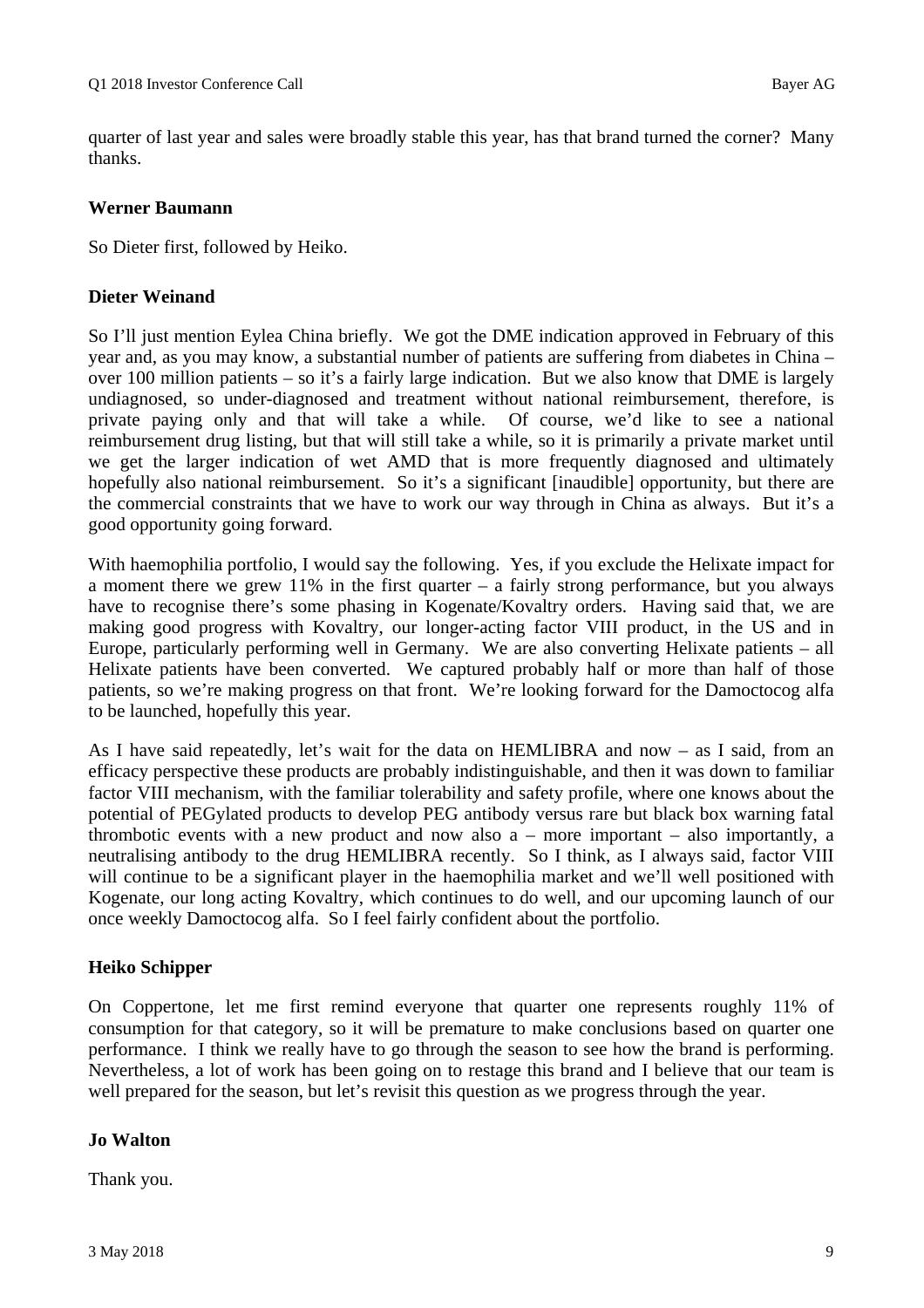quarter of last year and sales were broadly stable this year, has that brand turned the corner? Many thanks.

**Werner Baumann**

So Dieter first, followed by Heiko.

**Dieter Weinand**

So I'll just mention Eylea China briefly. We got the DME indication approved in February of this year and, as you may know, a substantial number of patients are suffering from diabetes in China – over 100 million patients – so it's a fairly large indication. But we also know that DME is largely undiagnosed, so under-diagnosed and treatment without national reimbursement, therefore, is private paying only and that will take a while. Of course, we'd like to see a national reimbursement drug listing, but that will still take a while, so it is primarily a private market until we get the larger indication of wet AMD that is more frequently diagnosed and ultimately hopefully also national reimbursement. So it's a significant [inaudible] opportunity, but there are the commercial constraints that we have to work our way through in China as always. But it's a good opportunity going forward.

With haemophilia portfolio, I would say the following. Yes, if you exclude the Helixate impact for a moment there we grew 11% in the first quarter – a fairly strong performance, but you always have to recognise there's some phasing in Kogenate/Kovaltry orders. Having said that, we are making good progress with Kovaltry, our longer-acting factor VIII product, in the US and in Europe, particularly performing well in Germany. We are also converting Helixate patients – all Helixate patients have been converted. We captured probably half or more than half of those patients, so we're making progress on that front. We're looking forward for the Damoctocog alfa to be launched, hopefully this year.

As I have said repeatedly, let's wait for the data on HEMLIBRA and now – as I said, from an efficacy perspective these products are probably indistinguishable, and then it was down to familiar factor VIII mechanism, with the familiar tolerability and safety profile, where one knows about the potential of PEGylated products to develop PEG antibody versus rare but black box warning fatal thrombotic events with a new product and now also a – more important – also importantly, a neutralising antibody to the drug HEMLIBRA recently. So I think, as I always said, factor VIII will continue to be a significant player in the haemophilia market and we'll well positioned with Kogenate, our long acting Kovaltry, which continues to do well, and our upcoming launch of our once weekly Damoctocog alfa. So I feel fairly confident about the portfolio.

**Heiko Schipper**

On Coppertone, let me first remind everyone that quarter one represents roughly 11% of consumption for that category, so it will be premature to make conclusions based on quarter one performance. I think we really have to go through the season to see how the brand is performing. Nevertheless, a lot of work has been going on to restage this brand and I believe that our team is well prepared for the season, but let's revisit this question as we progress through the year.

**Jo Walton**

Thank you.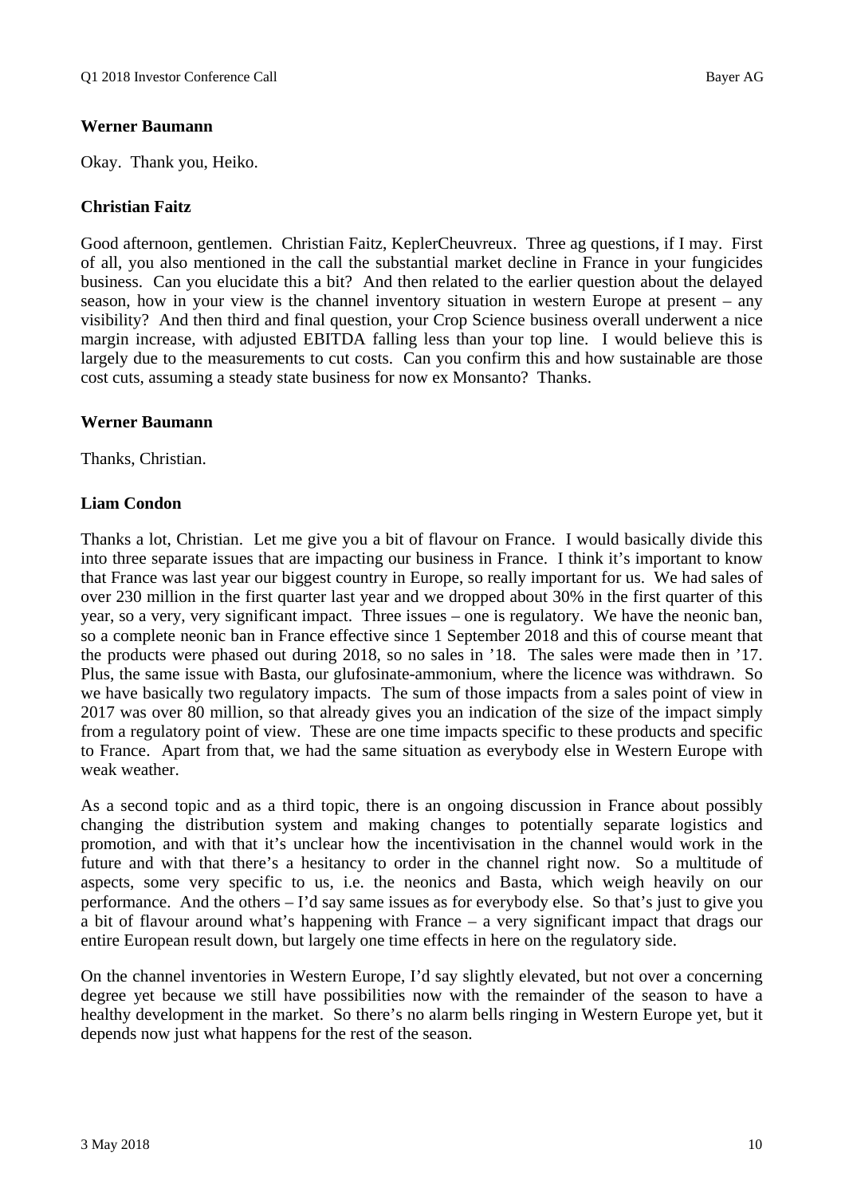**Werner Baumann**

Okay. Thank you, Heiko.

**Christian Faitz**

Good afternoon, gentlemen. Christian Faitz, KeplerCheuvreux. Three ag questions, if I may. First of all, you also mentioned in the call the substantial market decline in France in your fungicides business. Can you elucidate this a bit? And then related to the earlier question about the delayed season, how in your view is the channel inventory situation in western Europe at present – any visibility? And then third and final question, your Crop Science business overall underwent a nice margin increase, with adjusted EBITDA falling less than your top line. I would believe this is largely due to the measurements to cut costs. Can you confirm this and how sustainable are those cost cuts, assuming a steady state business for now ex Monsanto? Thanks.

**Werner Baumann**

Thanks, Christian.

**Liam Condon**

Thanks a lot, Christian. Let me give you a bit of flavour on France. I would basically divide this into three separate issues that are impacting our business in France. I think it's important to know that France was last year our biggest country in Europe, so really important for us. We had sales of over 230 million in the first quarter last year and we dropped about 30% in the first quarter of this year, so a very, very significant impact. Three issues – one is regulatory. We have the neonic ban, so a complete neonic ban in France effective since 1 September 2018 and this of course meant that the products were phased out during 2018, so no sales in '18. The sales were made then in '17. Plus, the same issue with Basta, our glufosinate-ammonium, where the licence was withdrawn. So we have basically two regulatory impacts. The sum of those impacts from a sales point of view in 2017 was over 80 million, so that already gives you an indication of the size of the impact simply from a regulatory point of view. These are one time impacts specific to these products and specific to France. Apart from that, we had the same situation as everybody else in Western Europe with weak weather.

As a second topic and as a third topic, there is an ongoing discussion in France about possibly changing the distribution system and making changes to potentially separate logistics and promotion, and with that it's unclear how the incentivisation in the channel would work in the future and with that there's a hesitancy to order in the channel right now. So a multitude of aspects, some very specific to us, i.e. the neonics and Basta, which weigh heavily on our performance. And the others – I'd say same issues as for everybody else. So that's just to give you a bit of flavour around what's happening with France – a very significant impact that drags our entire European result down, but largely one time effects in here on the regulatory side.

On the channel inventories in Western Europe, I'd say slightly elevated, but not over a concerning degree yet because we still have possibilities now with the remainder of the season to have a healthy development in the market. So there's no alarm bells ringing in Western Europe yet, but it depends now just what happens for the rest of the season.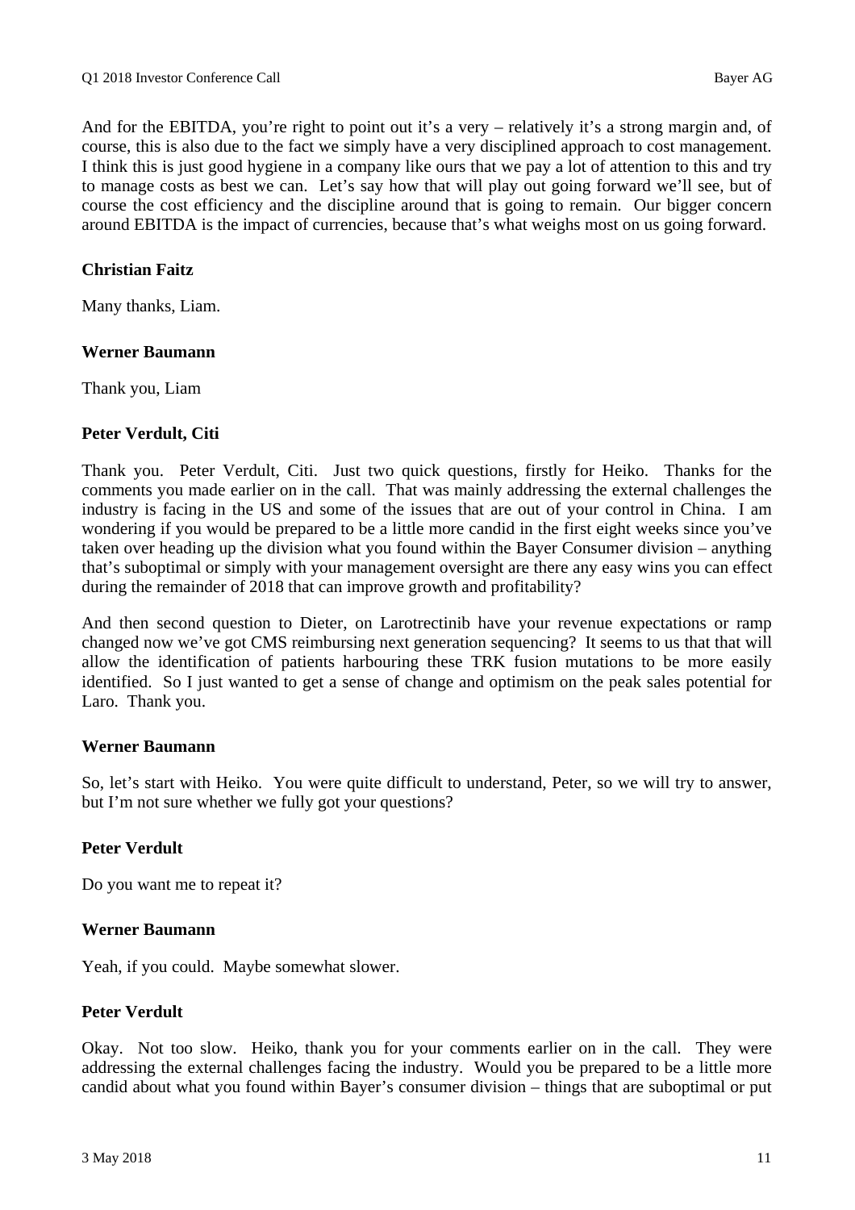And for the EBITDA, you're right to point out it's a very – relatively it's a strong margin and, of course, this is also due to the fact we simply have a very disciplined approach to cost management. I think this is just good hygiene in a company like ours that we pay a lot of attention to this and try to manage costs as best we can. Let's say how that will play out going forward we'll see, but of course the cost efficiency and the discipline around that is going to remain. Our bigger concern around EBITDA is the impact of currencies, because that's what weighs most on us going forward.

**Christian Faitz**

Many thanks, Liam.

**Werner Baumann**

Thank you, Liam

**Peter Verdult, Citi**

Thank you. Peter Verdult, Citi. Just two quick questions, firstly for Heiko. Thanks for the comments you made earlier on in the call. That was mainly addressing the external challenges the industry is facing in the US and some of the issues that are out of your control in China. I am wondering if you would be prepared to be a little more candid in the first eight weeks since you've taken over heading up the division what you found within the Bayer Consumer division – anything that's suboptimal or simply with your management oversight are there any easy wins you can effect during the remainder of 2018 that can improve growth and profitability?

And then second question to Dieter, on Larotrectinib have your revenue expectations or ramp changed now we've got CMS reimbursing next generation sequencing? It seems to us that that will allow the identification of patients harbouring these TRK fusion mutations to be more easily identified. So I just wanted to get a sense of change and optimism on the peak sales potential for Laro. Thank you.

**Werner Baumann**

So, let's start with Heiko. You were quite difficult to understand, Peter, so we will try to answer, but I'm not sure whether we fully got your questions?

**Peter Verdult**

Do you want me to repeat it?

**Werner Baumann**

Yeah, if you could. Maybe somewhat slower.

**Peter Verdult**

Okay. Not too slow. Heiko, thank you for your comments earlier on in the call. They were addressing the external challenges facing the industry. Would you be prepared to be a little more candid about what you found within Bayer's consumer division – things that are suboptimal or put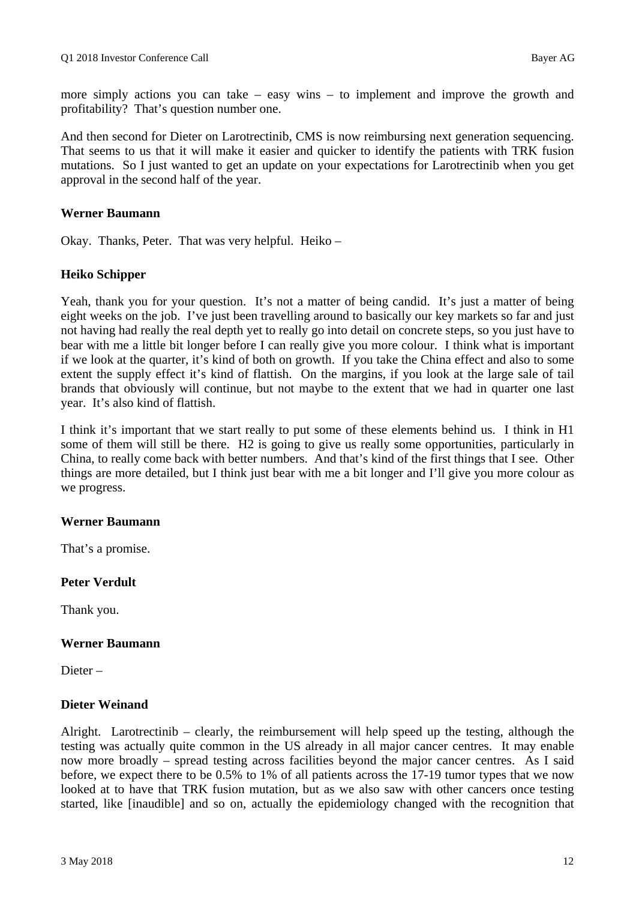more simply actions you can take – easy wins – to implement and improve the growth and profitability? That's question number one.

And then second for Dieter on Larotrectinib, CMS is now reimbursing next generation sequencing. That seems to us that it will make it easier and quicker to identify the patients with TRK fusion mutations. So I just wanted to get an update on your expectations for Larotrectinib when you get approval in the second half of the year.

**Werner Baumann**

Okay. Thanks, Peter. That was very helpful. Heiko –

**Heiko Schipper**

Yeah, thank you for your question. It's not a matter of being candid. It's just a matter of being eight weeks on the job. I've just been travelling around to basically our key markets so far and just not having had really the real depth yet to really go into detail on concrete steps, so you just have to bear with me a little bit longer before I can really give you more colour. I think what is important if we look at the quarter, it's kind of both on growth. If you take the China effect and also to some extent the supply effect it's kind of flattish. On the margins, if you look at the large sale of tail brands that obviously will continue, but not maybe to the extent that we had in quarter one last year. It's also kind of flattish.

I think it's important that we start really to put some of these elements behind us. I think in H1 some of them will still be there. H2 is going to give us really some opportunities, particularly in China, to really come back with better numbers. And that's kind of the first things that I see. Other things are more detailed, but I think just bear with me a bit longer and I'll give you more colour as we progress.

**Werner Baumann**

That's a promise.

**Peter Verdult**

Thank you.

**Werner Baumann**

Dieter –

**Dieter Weinand**

Alright. Larotrectinib – clearly, the reimbursement will help speed up the testing, although the testing was actually quite common in the US already in all major cancer centres. It may enable now more broadly – spread testing across facilities beyond the major cancer centres. As I said before, we expect there to be 0.5% to 1% of all patients across the 17-19 tumor types that we now looked at to have that TRK fusion mutation, but as we also saw with other cancers once testing started, like [inaudible] and so on, actually the epidemiology changed with the recognition that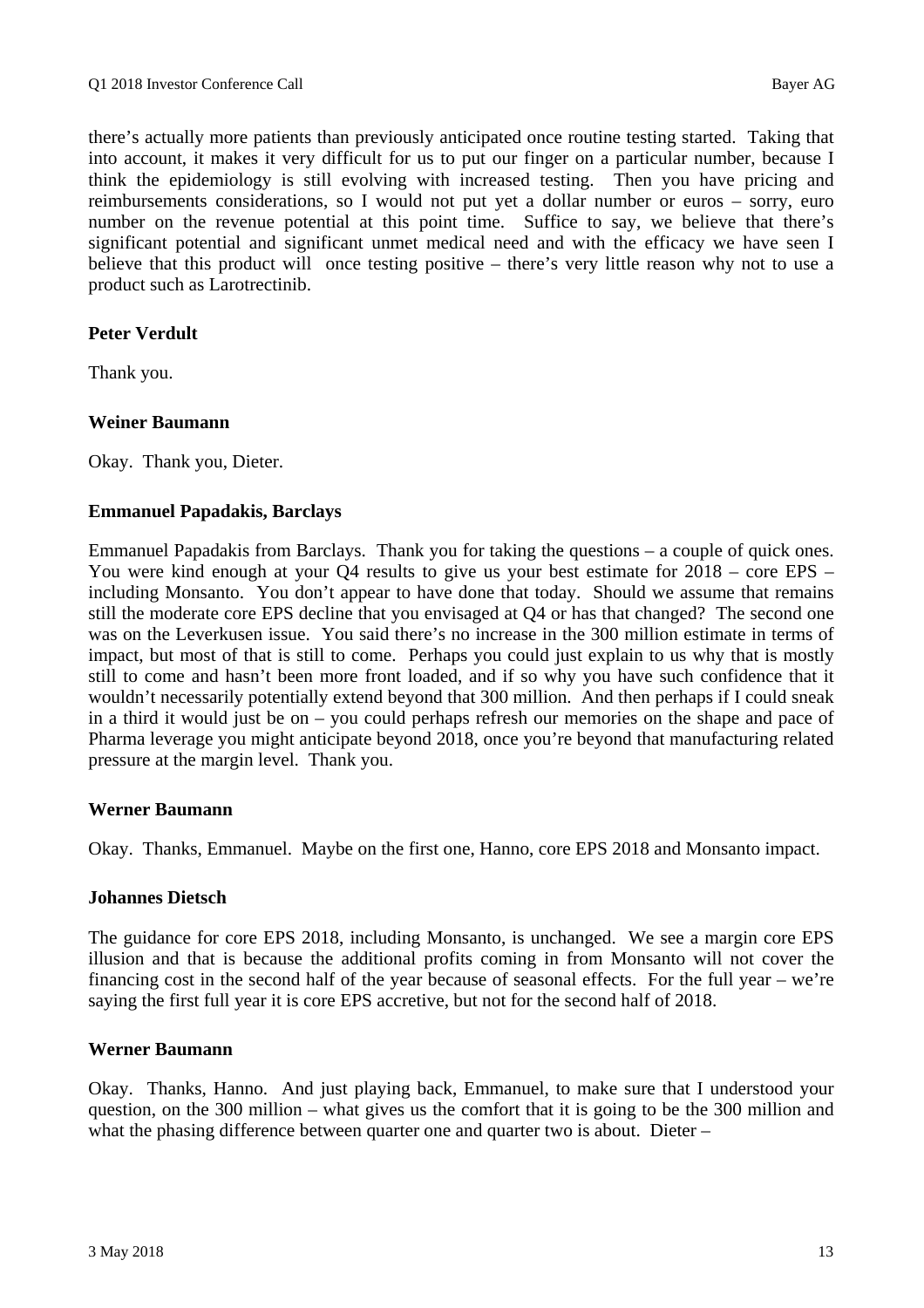there's actually more patients than previously anticipated once routine testing started. Taking that into account, it makes it very difficult for us to put our finger on a particular number, because I think the epidemiology is still evolving with increased testing. Then you have pricing and reimbursements considerations, so I would not put yet a dollar number or euros – sorry, euro number on the revenue potential at this point time. Suffice to say, we believe that there's significant potential and significant unmet medical need and with the efficacy we have seen I believe that this product will once testing positive – there's very little reason why not to use a product such as Larotrectinib.

**Peter Verdult**

Thank you.

**Weiner Baumann**

Okay. Thank you, Dieter.

**Emmanuel Papadakis, Barclays**

Emmanuel Papadakis from Barclays. Thank you for taking the questions – a couple of quick ones. You were kind enough at your Q4 results to give us your best estimate for 2018 – core EPS – including Monsanto. You don't appear to have done that today. Should we assume that remains still the moderate core EPS decline that you envisaged at Q4 or has that changed? The second one was on the Leverkusen issue. You said there's no increase in the 300 million estimate in terms of impact, but most of that is still to come. Perhaps you could just explain to us why that is mostly still to come and hasn't been more front loaded, and if so why you have such confidence that it wouldn't necessarily potentially extend beyond that 300 million. And then perhaps if I could sneak in a third it would just be on – you could perhaps refresh our memories on the shape and pace of Pharma leverage you might anticipate beyond 2018, once you're beyond that manufacturing related pressure at the margin level. Thank you.

**Werner Baumann**

Okay. Thanks, Emmanuel. Maybe on the first one, Hanno, core EPS 2018 and Monsanto impact.

**Johannes Dietsch**

The guidance for core EPS 2018, including Monsanto, is unchanged. We see a margin core EPS illusion and that is because the additional profits coming in from Monsanto will not cover the financing cost in the second half of the year because of seasonal effects. For the full year – we're saying the first full year it is core EPS accretive, but not for the second half of 2018.

**Werner Baumann**

Okay. Thanks, Hanno. And just playing back, Emmanuel, to make sure that I understood your question, on the 300 million – what gives us the comfort that it is going to be the 300 million and what the phasing difference between quarter one and quarter two is about. Dieter –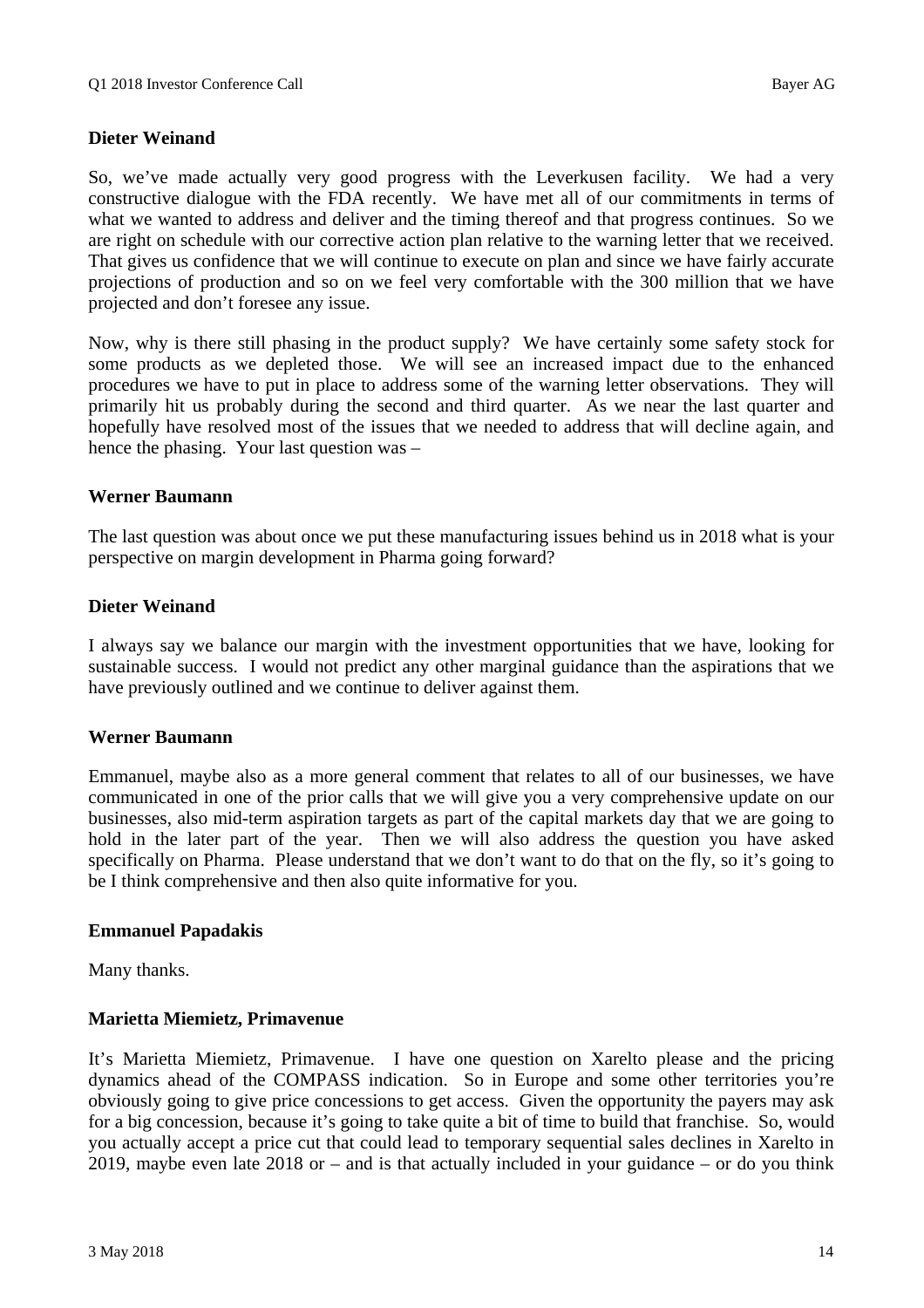**Dieter Weinand**

So, we've made actually very good progress with the Leverkusen facility. We had a very constructive dialogue with the FDA recently. We have met all of our commitments in terms of what we wanted to address and deliver and the timing thereof and that progress continues. So we are right on schedule with our corrective action plan relative to the warning letter that we received. That gives us confidence that we will continue to execute on plan and since we have fairly accurate projections of production and so on we feel very comfortable with the 300 million that we have projected and don't foresee any issue.

Now, why is there still phasing in the product supply? We have certainly some safety stock for some products as we depleted those. We will see an increased impact due to the enhanced procedures we have to put in place to address some of the warning letter observations. They will primarily hit us probably during the second and third quarter. As we near the last quarter and hopefully have resolved most of the issues that we needed to address that will decline again, and hence the phasing. Your last question was –

**Werner Baumann**

The last question was about once we put these manufacturing issues behind us in 2018 what is your perspective on margin development in Pharma going forward?

**Dieter Weinand**

I always say we balance our margin with the investment opportunities that we have, looking for sustainable success. I would not predict any other marginal guidance than the aspirations that we have previously outlined and we continue to deliver against them.

**Werner Baumann**

Emmanuel, maybe also as a more general comment that relates to all of our businesses, we have communicated in one of the prior calls that we will give you a very comprehensive update on our businesses, also mid-term aspiration targets as part of the capital markets day that we are going to hold in the later part of the year. Then we will also address the question you have asked specifically on Pharma. Please understand that we don't want to do that on the fly, so it's going to be I think comprehensive and then also quite informative for you.

**Emmanuel Papadakis**

Many thanks.

**Marietta Miemietz, Primavenue**

It's Marietta Miemietz, Primavenue. I have one question on Xarelto please and the pricing dynamics ahead of the COMPASS indication. So in Europe and some other territories you're obviously going to give price concessions to get access. Given the opportunity the payers may ask for a big concession, because it's going to take quite a bit of time to build that franchise. So, would you actually accept a price cut that could lead to temporary sequential sales declines in Xarelto in 2019, maybe even late 2018 or – and is that actually included in your guidance – or do you think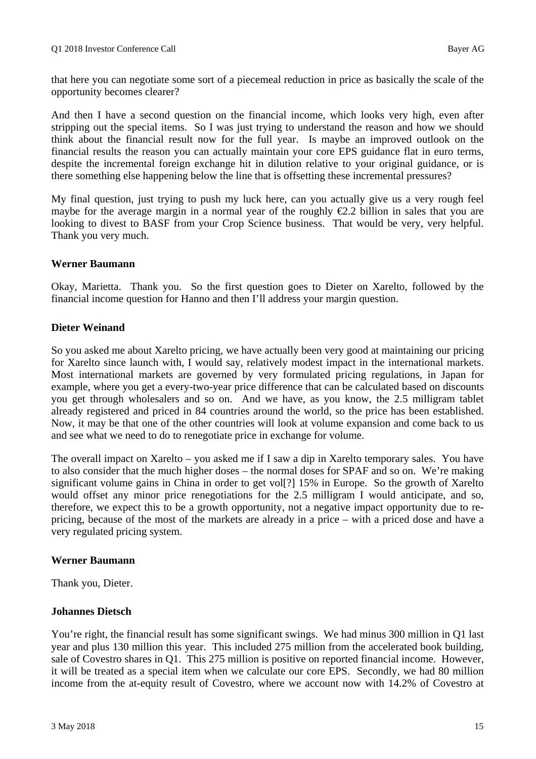that here you can negotiate some sort of a piecemeal reduction in price as basically the scale of the opportunity becomes clearer?

And then I have a second question on the financial income, which looks very high, even after stripping out the special items. So I was just trying to understand the reason and how we should think about the financial result now for the full year. Is maybe an improved outlook on the financial results the reason you can actually maintain your core EPS guidance flat in euro terms, despite the incremental foreign exchange hit in dilution relative to your original guidance, or is there something else happening below the line that is offsetting these incremental pressures?

My final question, just trying to push my luck here, can you actually give us a very rough feel maybe for the average margin in a normal year of the roughly €2.2 billion in sales that you are looking to divest to BASF from your Crop Science business. That would be very, very helpful. Thank you very much.

**Werner Baumann**

Okay, Marietta. Thank you. So the first question goes to Dieter on Xarelto, followed by the financial income question for Hanno and then I'll address your margin question.

**Dieter Weinand**

So you asked me about Xarelto pricing, we have actually been very good at maintaining our pricing for Xarelto since launch with, I would say, relatively modest impact in the international markets. Most international markets are governed by very formulated pricing regulations, in Japan for example, where you get a every-two-year price difference that can be calculated based on discounts you get through wholesalers and so on. And we have, as you know, the 2.5 milligram tablet already registered and priced in 84 countries around the world, so the price has been established. Now, it may be that one of the other countries will look at volume expansion and come back to us and see what we need to do to renegotiate price in exchange for volume.

The overall impact on Xarelto – you asked me if I saw a dip in Xarelto temporary sales. You have to also consider that the much higher doses – the normal doses for SPAF and so on. We're making significant volume gains in China in order to get vol[?] 15% in Europe. So the growth of Xarelto would offset any minor price renegotiations for the 2.5 milligram I would anticipate, and so, therefore, we expect this to be a growth opportunity, not a negative impact opportunity due to re-pricing, because of the most of the markets are already in a price – with a priced dose and have a very regulated pricing system.

**Werner Baumann**

Thank you, Dieter.

**Johannes Dietsch**

You're right, the financial result has some significant swings. We had minus 300 million in Q1 last year and plus 130 million this year. This included 275 million from the accelerated book building, sale of Covestro shares in Q1. This 275 million is positive on reported financial income. However, it will be treated as a special item when we calculate our core EPS. Secondly, we had 80 million income from the at-equity result of Covestro, where we account now with 14.2% of Covestro at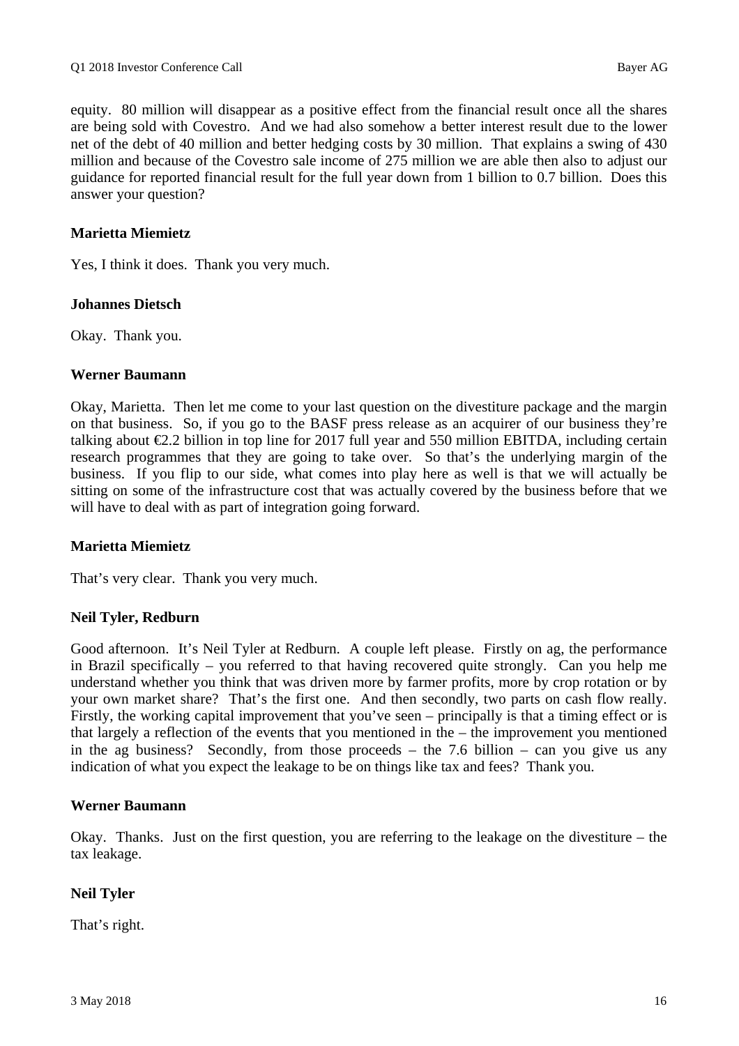equity. 80 million will disappear as a positive effect from the financial result once all the shares are being sold with Covestro. And we had also somehow a better interest result due to the lower net of the debt of 40 million and better hedging costs by 30 million. That explains a swing of 430 million and because of the Covestro sale income of 275 million we are able then also to adjust our guidance for reported financial result for the full year down from 1 billion to 0.7 billion. Does this answer your question?

**Marietta Miemietz**

Yes, I think it does. Thank you very much.

**Johannes Dietsch**

Okay. Thank you.

**Werner Baumann**

Okay, Marietta. Then let me come to your last question on the divestiture package and the margin on that business. So, if you go to the BASF press release as an acquirer of our business they're talking about €2.2 billion in top line for 2017 full year and 550 million EBITDA, including certain research programmes that they are going to take over. So that's the underlying margin of the business. If you flip to our side, what comes into play here as well is that we will actually be sitting on some of the infrastructure cost that was actually covered by the business before that we will have to deal with as part of integration going forward.

**Marietta Miemietz**

That's very clear. Thank you very much.

**Neil Tyler, Redburn**

Good afternoon. It's Neil Tyler at Redburn. A couple left please. Firstly on ag, the performance in Brazil specifically – you referred to that having recovered quite strongly. Can you help me understand whether you think that was driven more by farmer profits, more by crop rotation or by your own market share? That's the first one. And then secondly, two parts on cash flow really. Firstly, the working capital improvement that you've seen – principally is that a timing effect or is that largely a reflection of the events that you mentioned in the – the improvement you mentioned in the ag business? Secondly, from those proceeds – the 7.6 billion – can you give us any indication of what you expect the leakage to be on things like tax and fees? Thank you.

**Werner Baumann**

Okay. Thanks. Just on the first question, you are referring to the leakage on the divestiture – the tax leakage.

**Neil Tyler**

That's right.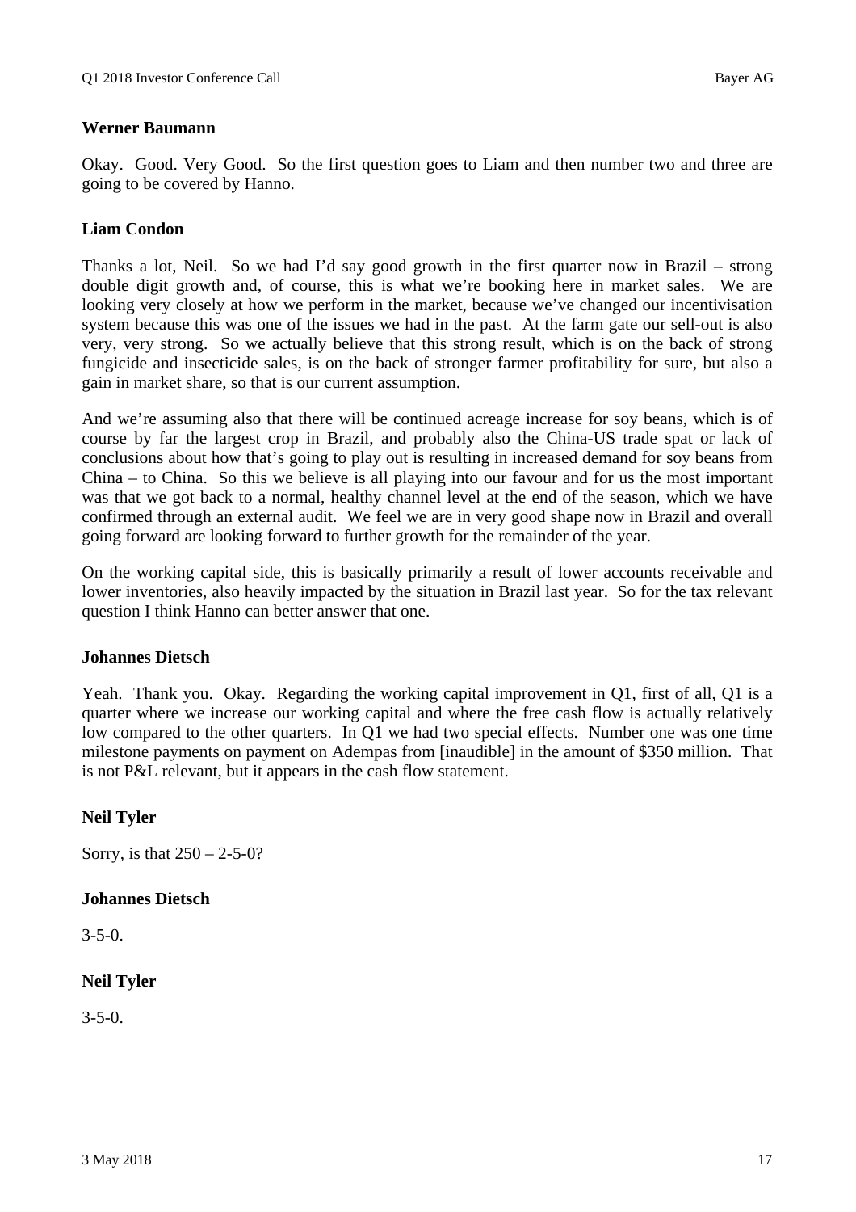**Werner Baumann**

Okay. Good. Very Good. So the first question goes to Liam and then number two and three are going to be covered by Hanno.

**Liam Condon**

Thanks a lot, Neil. So we had I'd say good growth in the first quarter now in Brazil – strong double digit growth and, of course, this is what we're booking here in market sales. We are looking very closely at how we perform in the market, because we've changed our incentivisation system because this was one of the issues we had in the past. At the farm gate our sell-out is also very, very strong. So we actually believe that this strong result, which is on the back of strong fungicide and insecticide sales, is on the back of stronger farmer profitability for sure, but also a gain in market share, so that is our current assumption.

And we're assuming also that there will be continued acreage increase for soy beans, which is of course by far the largest crop in Brazil, and probably also the China-US trade spat or lack of conclusions about how that's going to play out is resulting in increased demand for soy beans from China – to China. So this we believe is all playing into our favour and for us the most important was that we got back to a normal, healthy channel level at the end of the season, which we have confirmed through an external audit. We feel we are in very good shape now in Brazil and overall going forward are looking forward to further growth for the remainder of the year.

On the working capital side, this is basically primarily a result of lower accounts receivable and lower inventories, also heavily impacted by the situation in Brazil last year. So for the tax relevant question I think Hanno can better answer that one.

**Johannes Dietsch**

Yeah. Thank you. Okay. Regarding the working capital improvement in Q1, first of all, Q1 is a quarter where we increase our working capital and where the free cash flow is actually relatively low compared to the other quarters. In Q1 we had two special effects. Number one was one time milestone payments on payment on Adempas from [inaudible] in the amount of $350 million. That is not P&L relevant, but it appears in the cash flow statement.

**Neil Tyler**

Sorry, is that 250 – 2-5-0?

**Johannes Dietsch**

3-5-0.

**Neil Tyler**

3-5-0.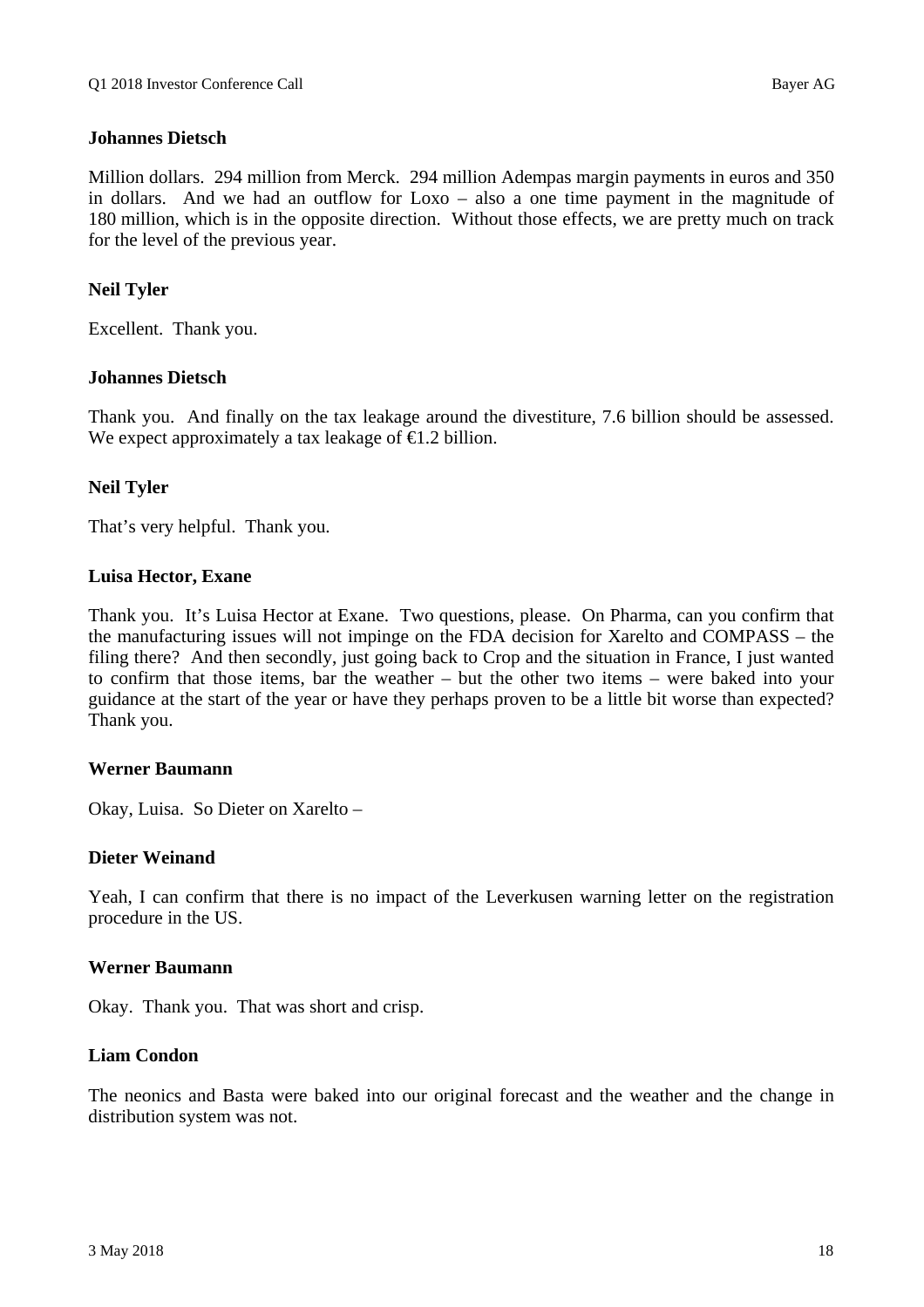**Johannes Dietsch**

Million dollars. 294 million from Merck. 294 million Adempas margin payments in euros and 350 in dollars. And we had an outflow for Loxo – also a one time payment in the magnitude of 180 million, which is in the opposite direction. Without those effects, we are pretty much on track for the level of the previous year.

**Neil Tyler**

Excellent. Thank you.

**Johannes Dietsch**

Thank you. And finally on the tax leakage around the divestiture, 7.6 billion should be assessed. We expect approximately a tax leakage of €1.2 billion.

**Neil Tyler**

That's very helpful. Thank you.

**Luisa Hector, Exane**

Thank you. It's Luisa Hector at Exane. Two questions, please. On Pharma, can you confirm that the manufacturing issues will not impinge on the FDA decision for Xarelto and COMPASS – the filing there? And then secondly, just going back to Crop and the situation in France, I just wanted to confirm that those items, bar the weather – but the other two items – were baked into your guidance at the start of the year or have they perhaps proven to be a little bit worse than expected? Thank you.

**Werner Baumann**

Okay, Luisa. So Dieter on Xarelto –

**Dieter Weinand**

Yeah, I can confirm that there is no impact of the Leverkusen warning letter on the registration procedure in the US.

**Werner Baumann**

Okay. Thank you. That was short and crisp.

**Liam Condon**

The neonics and Basta were baked into our original forecast and the weather and the change in distribution system was not.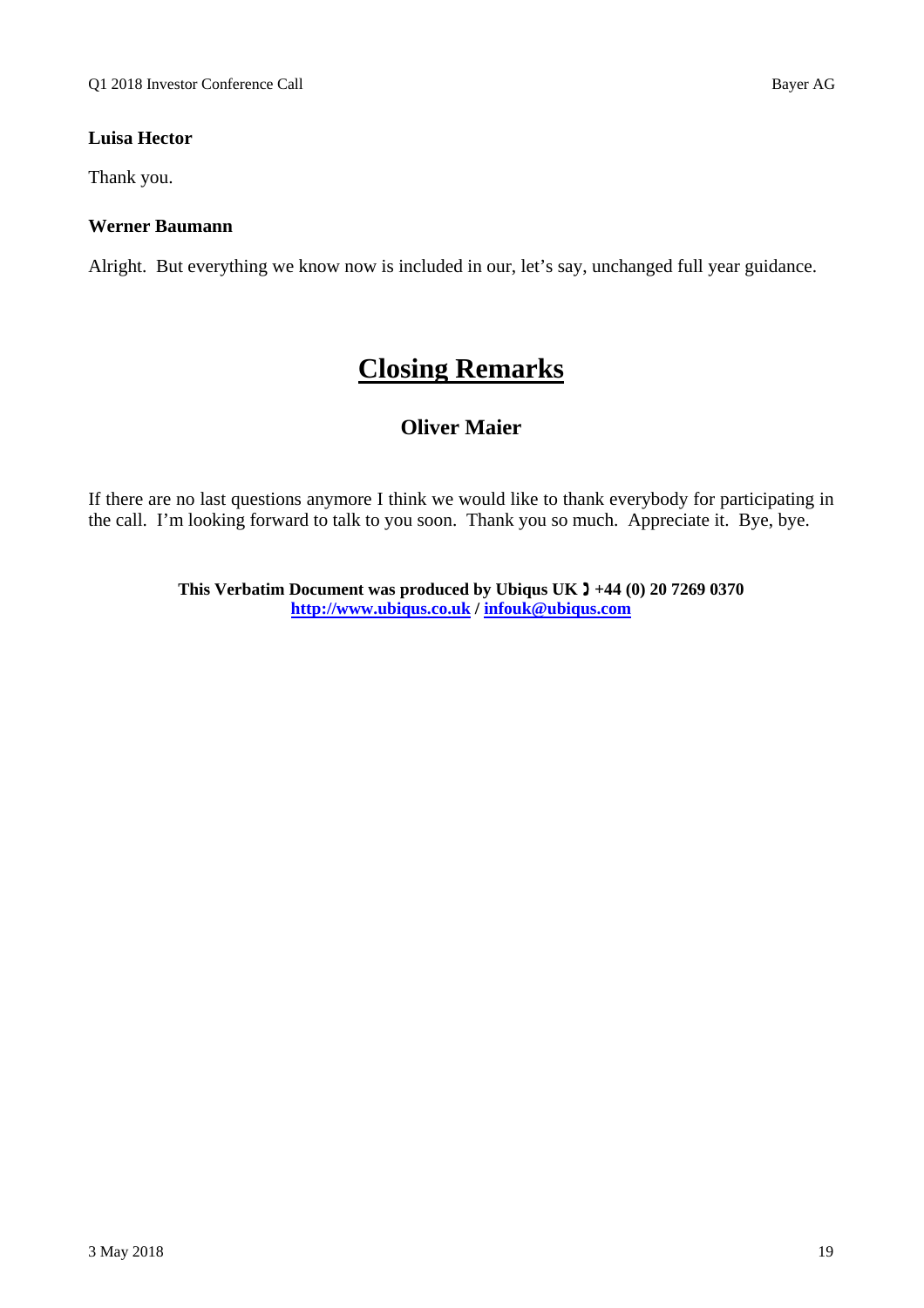**Luisa Hector**

Thank you.

**Werner Baumann**

Alright. But everything we know now is included in our, let's say, unchanged full year guidance.

# Closing Remarks

## Oliver Maier

If there are no last questions anymore I think we would like to thank everybody for participating in the call. I'm looking forward to talk to you soon. Thank you so much. Appreciate it. Bye, bye.

**This Verbatim Document was produced by Ubiqus UK ☎ +44 (0) 20 7269 0370**
**[http://www.ubiqus.co.uk](http://www.ubiqus.co.uk) / [infouk@ubiqus.com](mailto:infouk@ubiqus.com)**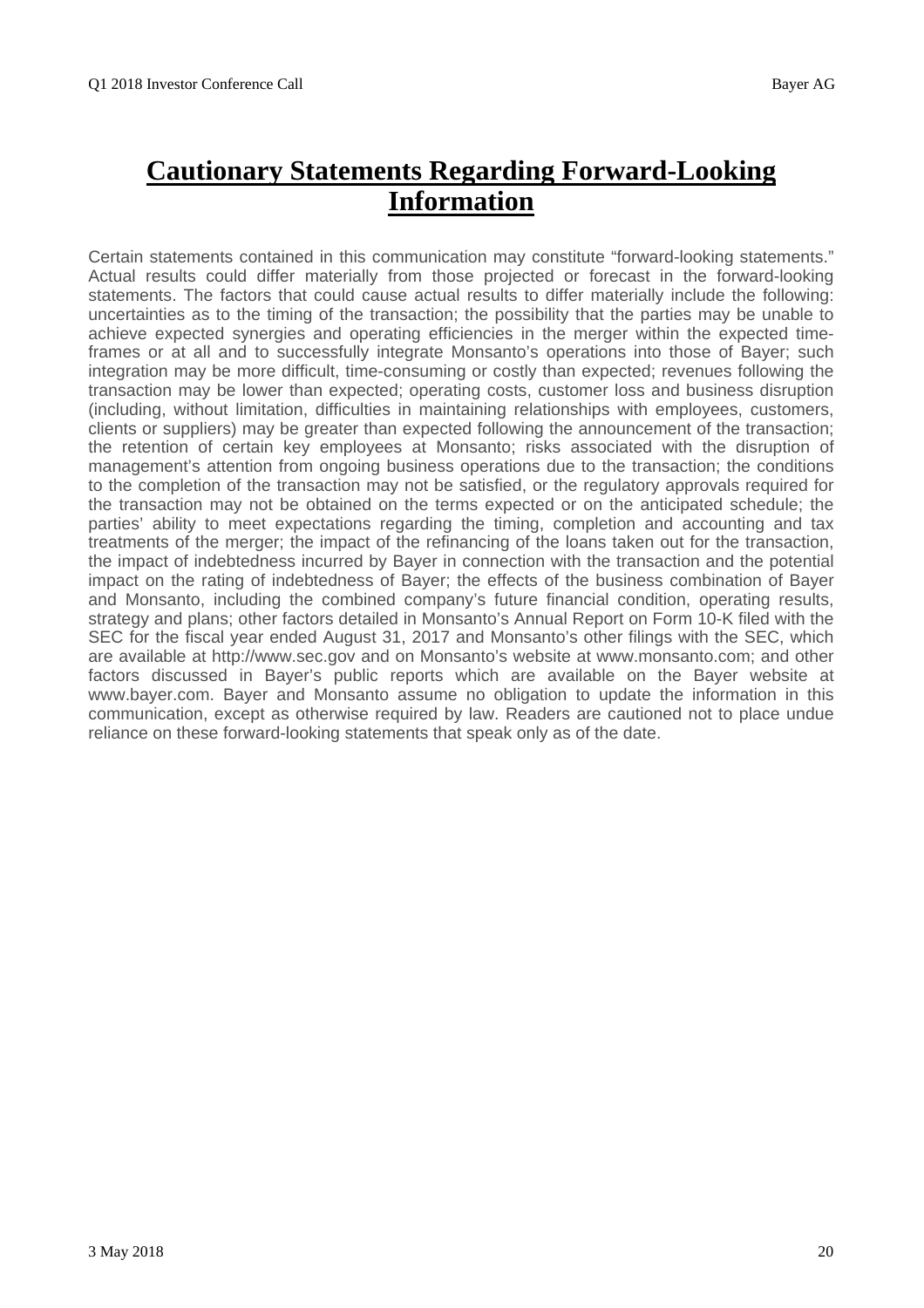# Cautionary Statements Regarding Forward-Looking Information

Certain statements contained in this communication may constitute "forward-looking statements." Actual results could differ materially from those projected or forecast in the forward-looking statements. The factors that could cause actual results to differ materially include the following: uncertainties as to the timing of the transaction; the possibility that the parties may be unable to achieve expected synergies and operating efficiencies in the merger within the expected time-frames or at all and to successfully integrate Monsanto's operations into those of Bayer; such integration may be more difficult, time-consuming or costly than expected; revenues following the transaction may be lower than expected; operating costs, customer loss and business disruption (including, without limitation, difficulties in maintaining relationships with employees, customers, clients or suppliers) may be greater than expected following the announcement of the transaction; the retention of certain key employees at Monsanto; risks associated with the disruption of management's attention from ongoing business operations due to the transaction; the conditions to the completion of the transaction may not be satisfied, or the regulatory approvals required for the transaction may not be obtained on the terms expected or on the anticipated schedule; the parties' ability to meet expectations regarding the timing, completion and accounting and tax treatments of the merger; the impact of the refinancing of the loans taken out for the transaction, the impact of indebtedness incurred by Bayer in connection with the transaction and the potential impact on the rating of indebtedness of Bayer; the effects of the business combination of Bayer and Monsanto, including the combined company's future financial condition, operating results, strategy and plans; other factors detailed in Monsanto's Annual Report on Form 10-K filed with the SEC for the fiscal year ended August 31, 2017 and Monsanto's other filings with the SEC, which are available at http://www.sec.gov and on Monsanto's website at www.monsanto.com; and other factors discussed in Bayer's public reports which are available on the Bayer website at www.bayer.com. Bayer and Monsanto assume no obligation to update the information in this communication, except as otherwise required by law. Readers are cautioned not to place undue reliance on these forward-looking statements that speak only as of the date.